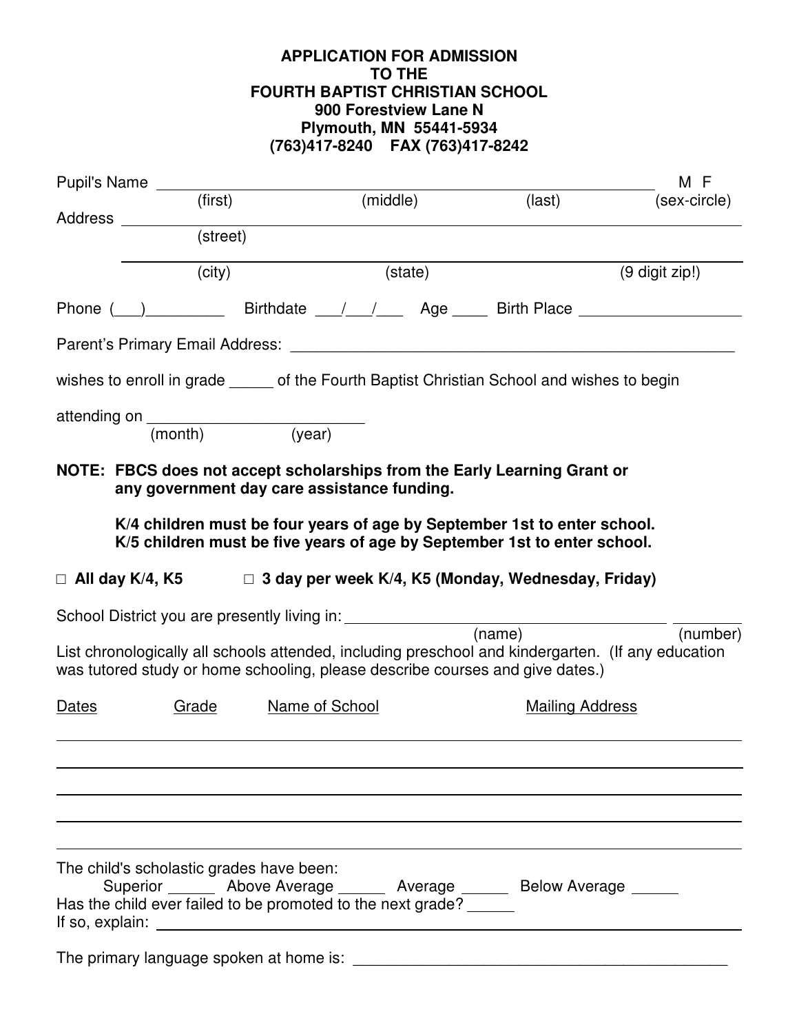**APPLICATION FOR ADMISSION**
**TO THE**
**FOURTH BAPTIST CHRISTIAN SCHOOL**
**900 Forestview Lane N**
**Plymouth, MN 55441-5934**
**(763)417-8240 FAX (763)417-8242**

Pupil's Name ______________________________________________ M F
(first) (middle) (last) (sex-circle)

Address ______________________________________________
(street)

______________________________________________
(city) (state) (9 digit zip!)

Phone (___)_________ Birthdate ___/___/___ Age ____ Birth Place __________________

Parent's Primary Email Address: ______________________________________________

wishes to enroll in grade _____ of the Fourth Baptist Christian School and wishes to begin

attending on ________________________
(month) (year)

**NOTE: FBCS does not accept scholarships from the Early Learning Grant or any government day care assistance funding.**

**K/4 children must be four years of age by September 1st to enter school.**
**K/5 children must be five years of age by September 1st to enter school.**

**□ All day K/4, K5 □ 3 day per week K/4, K5 (Monday, Wednesday, Friday)**

School District you are presently living in: ______________________________ ________
(name) (number)

List chronologically all schools attended, including preschool and kindergarten. (If any education was tutored study or home schooling, please describe courses and dates.)

| Dates | Grade | Name of School | Mailing Address |
|---|---|---|---|
| | | | |
| | | | |
| | | | |
| | | | |
| | | | |

The child's scholastic grades have been:
Superior ______ Above Average ______ Average ______ Below Average ______

Has the child ever failed to be promoted to the next grade? ______

If so, explain: ______________________________________________

The primary language spoken at home is: ______________________________________________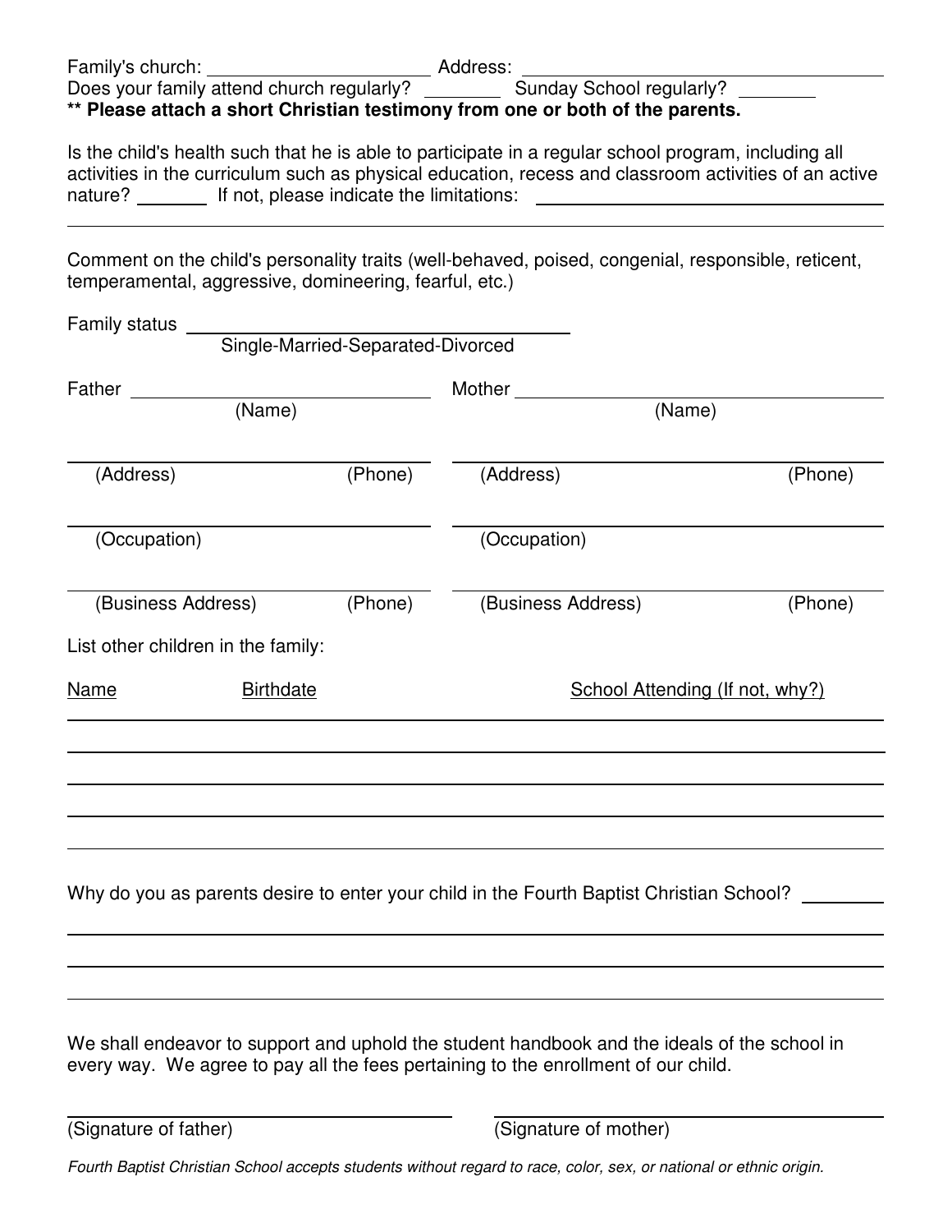Family's church: ______________________ Address: ____________________________________

Does your family attend church regularly? ________ Sunday School regularly? ________

**\*\* Please attach a short Christian testimony from one or both of the parents.**

Is the child's health such that he is able to participate in a regular school program, including all activities in the curriculum such as physical education, recess and classroom activities of an active nature? _______ If not, please indicate the limitations: ______________________________

_____________________________________________________________________________

Comment on the child's personality traits (well-behaved, poised, congenial, responsible, reticent, temperamental, aggressive, domineering, fearful, etc.)

Family status ______________________________________
Single-Married-Separated-Divorced

| Father ______________________ (Name) | Mother ______________________ (Name) |
|---|---|
| ______________________ (Address) (Phone) | ______________________ (Address) (Phone) |
| ______________________ (Occupation) | ______________________ (Occupation) |
| ______________________ (Business Address) (Phone) | ______________________ (Business Address) (Phone) |

List other children in the family:

| Name | Birthdate | School Attending (If not, why?) |
|---|---|---|
| | | |
| | | |
| | | |
| | | |
| | | |

Why do you as parents desire to enter your child in the Fourth Baptist Christian School? ________

_____________________________________________________________________________

_____________________________________________________________________________

_____________________________________________________________________________

We shall endeavor to support and uphold the student handbook and the ideals of the school in every way. We agree to pay all the fees pertaining to the enrollment of our child.

______________________________ (Signature of father)

______________________________ (Signature of mother)

*Fourth Baptist Christian School accepts students without regard to race, color, sex, or national or ethnic origin.*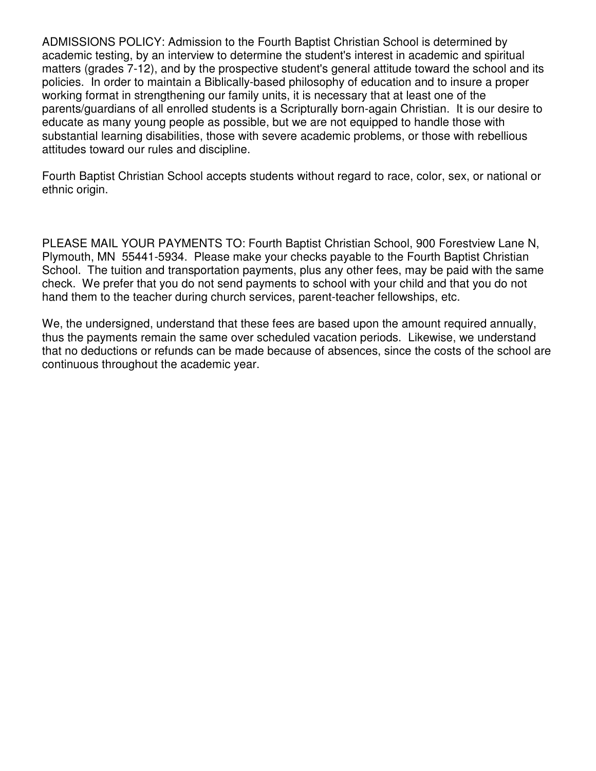ADMISSIONS POLICY: Admission to the Fourth Baptist Christian School is determined by academic testing, by an interview to determine the student's interest in academic and spiritual matters (grades 7-12), and by the prospective student's general attitude toward the school and its policies. In order to maintain a Biblically-based philosophy of education and to insure a proper working format in strengthening our family units, it is necessary that at least one of the parents/guardians of all enrolled students is a Scripturally born-again Christian. It is our desire to educate as many young people as possible, but we are not equipped to handle those with substantial learning disabilities, those with severe academic problems, or those with rebellious attitudes toward our rules and discipline.

Fourth Baptist Christian School accepts students without regard to race, color, sex, or national or ethnic origin.

PLEASE MAIL YOUR PAYMENTS TO: Fourth Baptist Christian School, 900 Forestview Lane N, Plymouth, MN 55441-5934. Please make your checks payable to the Fourth Baptist Christian School. The tuition and transportation payments, plus any other fees, may be paid with the same check. We prefer that you do not send payments to school with your child and that you do not hand them to the teacher during church services, parent-teacher fellowships, etc.

We, the undersigned, understand that these fees are based upon the amount required annually, thus the payments remain the same over scheduled vacation periods. Likewise, we understand that no deductions or refunds can be made because of absences, since the costs of the school are continuous throughout the academic year.